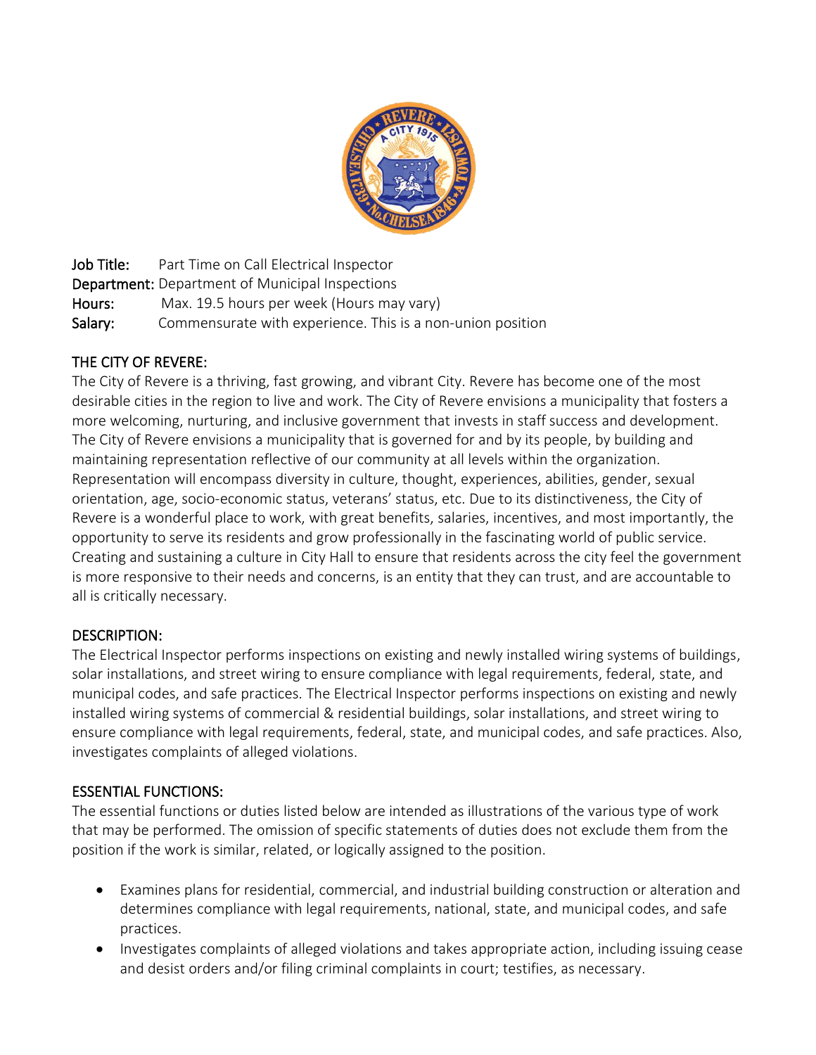**Job Title:** Part Time on Call Electrical Inspector
**Department:** Department of Municipal Inspections
**Hours:** Max. 19.5 hours per week (Hours may vary)
**Salary:** Commensurate with experience. This is a non-union position

## THE CITY OF REVERE:

The City of Revere is a thriving, fast growing, and vibrant City. Revere has become one of the most desirable cities in the region to live and work. The City of Revere envisions a municipality that fosters a more welcoming, nurturing, and inclusive government that invests in staff success and development. The City of Revere envisions a municipality that is governed for and by its people, by building and maintaining representation reflective of our community at all levels within the organization. Representation will encompass diversity in culture, thought, experiences, abilities, gender, sexual orientation, age, socio-economic status, veterans' status, etc. Due to its distinctiveness, the City of Revere is a wonderful place to work, with great benefits, salaries, incentives, and most importantly, the opportunity to serve its residents and grow professionally in the fascinating world of public service. Creating and sustaining a culture in City Hall to ensure that residents across the city feel the government is more responsive to their needs and concerns, is an entity that they can trust, and are accountable to all is critically necessary.

## DESCRIPTION:

The Electrical Inspector performs inspections on existing and newly installed wiring systems of buildings, solar installations, and street wiring to ensure compliance with legal requirements, federal, state, and municipal codes, and safe practices. The Electrical Inspector performs inspections on existing and newly installed wiring systems of commercial & residential buildings, solar installations, and street wiring to ensure compliance with legal requirements, federal, state, and municipal codes, and safe practices. Also, investigates complaints of alleged violations.

## ESSENTIAL FUNCTIONS:

The essential functions or duties listed below are intended as illustrations of the various type of work that may be performed. The omission of specific statements of duties does not exclude them from the position if the work is similar, related, or logically assigned to the position.

- Examines plans for residential, commercial, and industrial building construction or alteration and determines compliance with legal requirements, national, state, and municipal codes, and safe practices.
- Investigates complaints of alleged violations and takes appropriate action, including issuing cease and desist orders and/or filing criminal complaints in court; testifies, as necessary.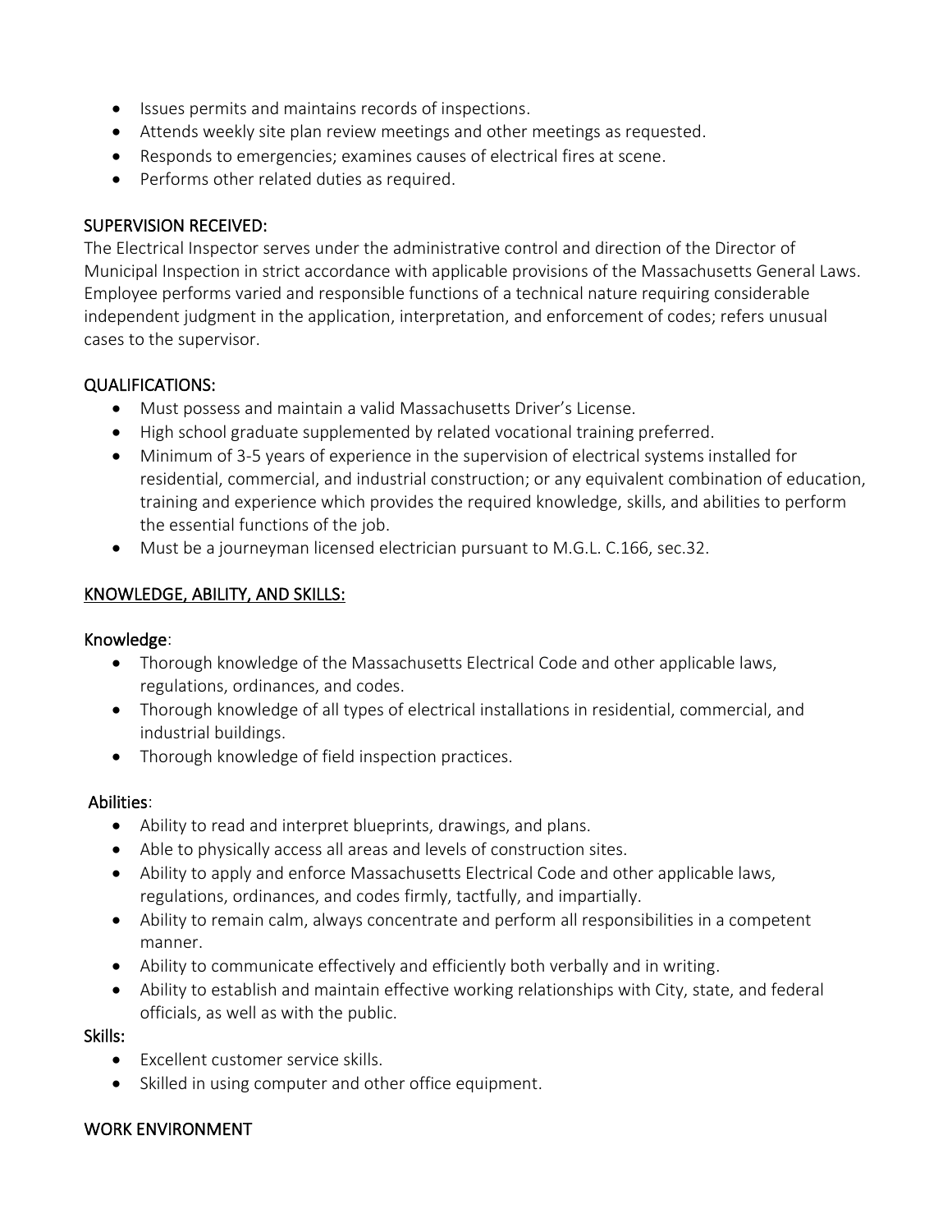- Issues permits and maintains records of inspections.
- Attends weekly site plan review meetings and other meetings as requested.
- Responds to emergencies; examines causes of electrical fires at scene.
- Performs other related duties as required.

## SUPERVISION RECEIVED:

The Electrical Inspector serves under the administrative control and direction of the Director of Municipal Inspection in strict accordance with applicable provisions of the Massachusetts General Laws. Employee performs varied and responsible functions of a technical nature requiring considerable independent judgment in the application, interpretation, and enforcement of codes; refers unusual cases to the supervisor.

## QUALIFICATIONS:

- Must possess and maintain a valid Massachusetts Driver's License.
- High school graduate supplemented by related vocational training preferred.
- Minimum of 3-5 years of experience in the supervision of electrical systems installed for residential, commercial, and industrial construction; or any equivalent combination of education, training and experience which provides the required knowledge, skills, and abilities to perform the essential functions of the job.
- Must be a journeyman licensed electrician pursuant to M.G.L. C.166, sec.32.

## KNOWLEDGE, ABILITY, AND SKILLS:

### Knowledge:

- Thorough knowledge of the Massachusetts Electrical Code and other applicable laws, regulations, ordinances, and codes.
- Thorough knowledge of all types of electrical installations in residential, commercial, and industrial buildings.
- Thorough knowledge of field inspection practices.

### Abilities:

- Ability to read and interpret blueprints, drawings, and plans.
- Able to physically access all areas and levels of construction sites.
- Ability to apply and enforce Massachusetts Electrical Code and other applicable laws, regulations, ordinances, and codes firmly, tactfully, and impartially.
- Ability to remain calm, always concentrate and perform all responsibilities in a competent manner.
- Ability to communicate effectively and efficiently both verbally and in writing.
- Ability to establish and maintain effective working relationships with City, state, and federal officials, as well as with the public.

### Skills:

- Excellent customer service skills.
- Skilled in using computer and other office equipment.

## WORK ENVIRONMENT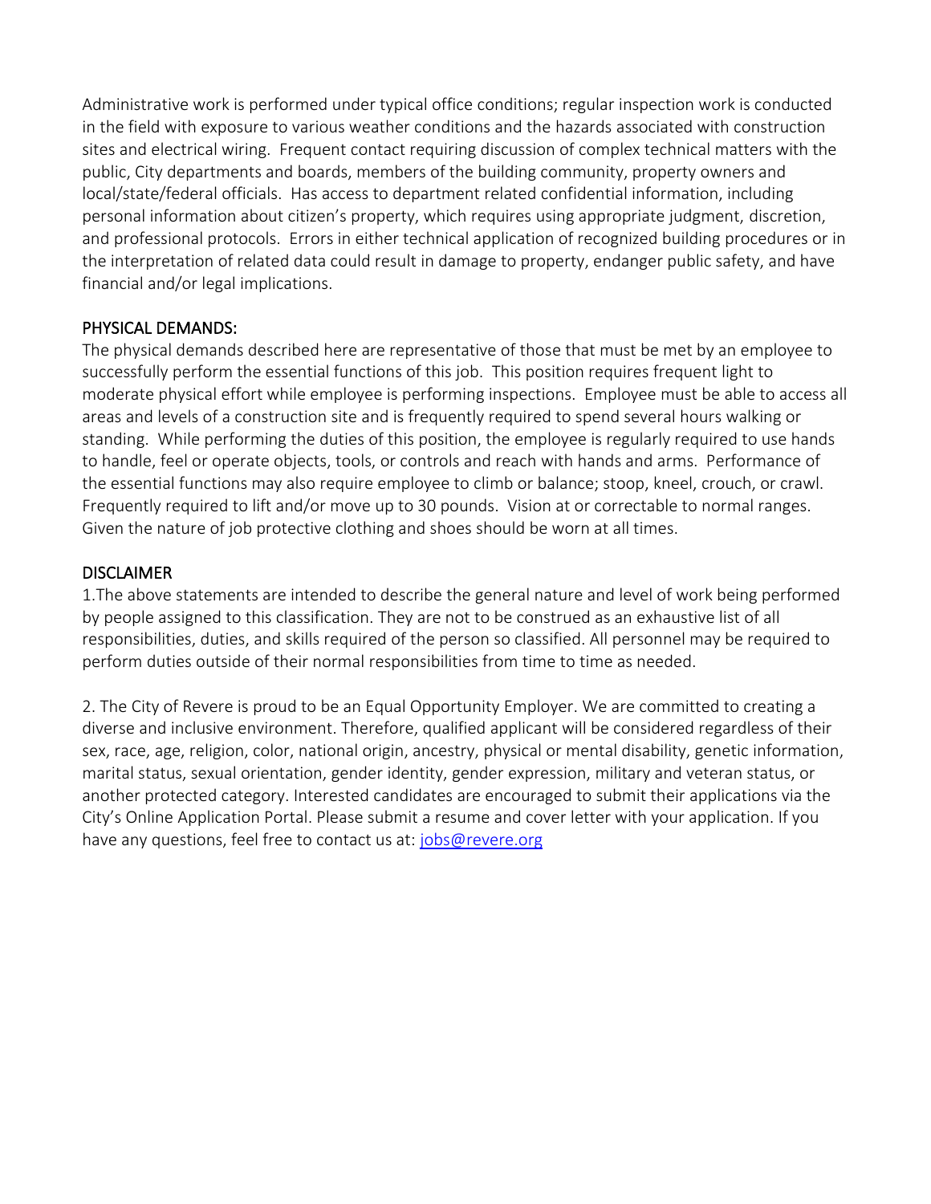Administrative work is performed under typical office conditions; regular inspection work is conducted in the field with exposure to various weather conditions and the hazards associated with construction sites and electrical wiring. Frequent contact requiring discussion of complex technical matters with the public, City departments and boards, members of the building community, property owners and local/state/federal officials. Has access to department related confidential information, including personal information about citizen's property, which requires using appropriate judgment, discretion, and professional protocols. Errors in either technical application of recognized building procedures or in the interpretation of related data could result in damage to property, endanger public safety, and have financial and/or legal implications.

## PHYSICAL DEMANDS:

The physical demands described here are representative of those that must be met by an employee to successfully perform the essential functions of this job. This position requires frequent light to moderate physical effort while employee is performing inspections. Employee must be able to access all areas and levels of a construction site and is frequently required to spend several hours walking or standing. While performing the duties of this position, the employee is regularly required to use hands to handle, feel or operate objects, tools, or controls and reach with hands and arms. Performance of the essential functions may also require employee to climb or balance; stoop, kneel, crouch, or crawl. Frequently required to lift and/or move up to 30 pounds. Vision at or correctable to normal ranges. Given the nature of job protective clothing and shoes should be worn at all times.

## DISCLAIMER

1.The above statements are intended to describe the general nature and level of work being performed by people assigned to this classification. They are not to be construed as an exhaustive list of all responsibilities, duties, and skills required of the person so classified. All personnel may be required to perform duties outside of their normal responsibilities from time to time as needed.

2. The City of Revere is proud to be an Equal Opportunity Employer. We are committed to creating a diverse and inclusive environment. Therefore, qualified applicant will be considered regardless of their sex, race, age, religion, color, national origin, ancestry, physical or mental disability, genetic information, marital status, sexual orientation, gender identity, gender expression, military and veteran status, or another protected category. Interested candidates are encouraged to submit their applications via the City's Online Application Portal. Please submit a resume and cover letter with your application. If you have any questions, feel free to contact us at: [jobs@revere.org](mailto:jobs@revere.org)